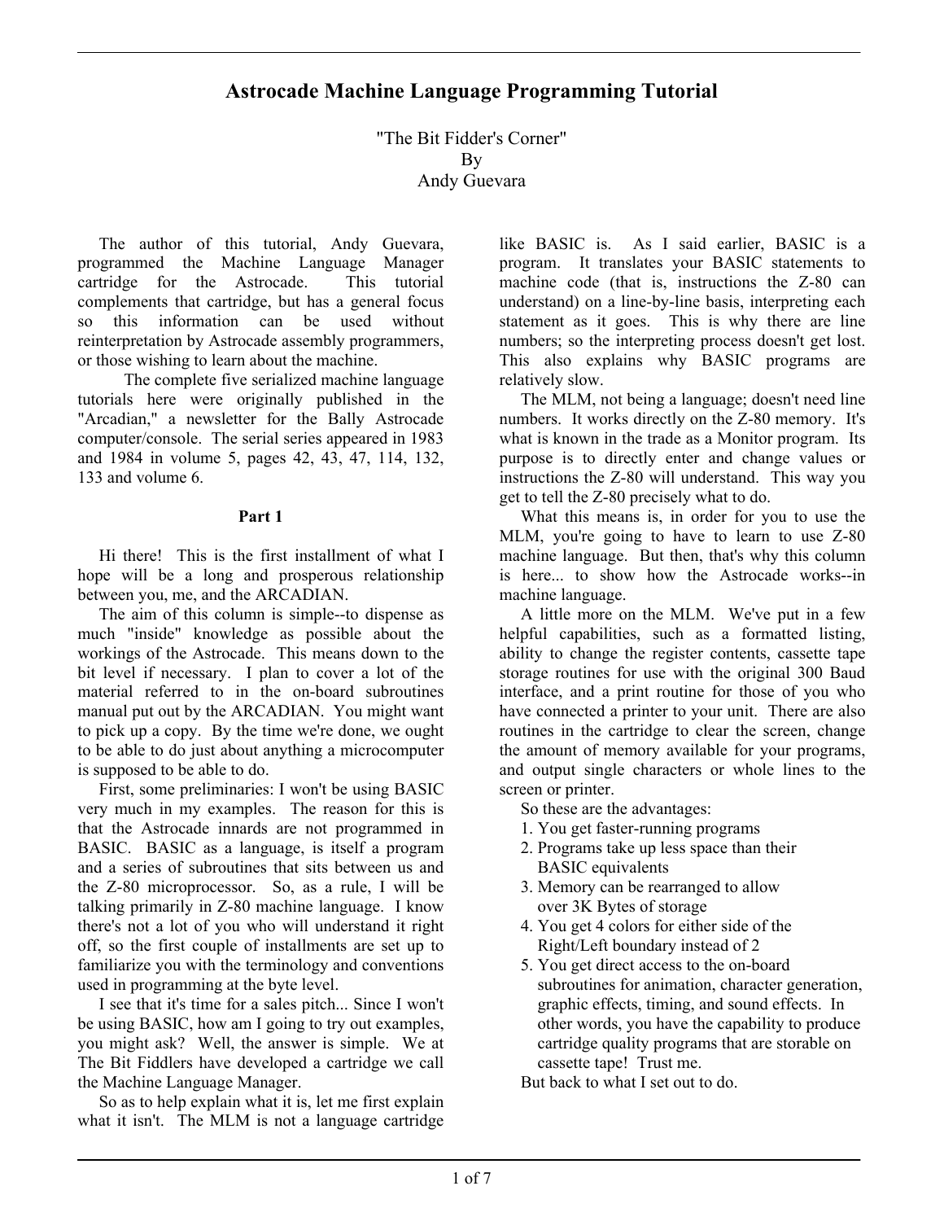# Astrocade Machine Language Programming Tutorial

"The Bit Fidder's Corner"
By
Andy Guevara

The author of this tutorial, Andy Guevara, programmed the Machine Language Manager cartridge for the Astrocade. This tutorial complements that cartridge, but has a general focus so this information can be used without reinterpretation by Astrocade assembly programmers, or those wishing to learn about the machine.

The complete five serialized machine language tutorials here were originally published in the "Arcadian," a newsletter for the Bally Astrocade computer/console. The serial series appeared in 1983 and 1984 in volume 5, pages 42, 43, 47, 114, 132, 133 and volume 6.

## Part 1

Hi there! This is the first installment of what I hope will be a long and prosperous relationship between you, me, and the ARCADIAN.

The aim of this column is simple--to dispense as much "inside" knowledge as possible about the workings of the Astrocade. This means down to the bit level if necessary. I plan to cover a lot of the material referred to in the on-board subroutines manual put out by the ARCADIAN. You might want to pick up a copy. By the time we're done, we ought to be able to do just about anything a microcomputer is supposed to be able to do.

First, some preliminaries: I won't be using BASIC very much in my examples. The reason for this is that the Astrocade innards are not programmed in BASIC. BASIC as a language, is itself a program and a series of subroutines that sits between us and the Z-80 microprocessor. So, as a rule, I will be talking primarily in Z-80 machine language. I know there's not a lot of you who will understand it right off, so the first couple of installments are set up to familiarize you with the terminology and conventions used in programming at the byte level.

I see that it's time for a sales pitch... Since I won't be using BASIC, how am I going to try out examples, you might ask? Well, the answer is simple. We at The Bit Fiddlers have developed a cartridge we call the Machine Language Manager.

So as to help explain what it is, let me first explain what it isn't. The MLM is not a language cartridge like BASIC is. As I said earlier, BASIC is a program. It translates your BASIC statements to machine code (that is, instructions the Z-80 can understand) on a line-by-line basis, interpreting each statement as it goes. This is why there are line numbers; so the interpreting process doesn't get lost. This also explains why BASIC programs are relatively slow.

The MLM, not being a language; doesn't need line numbers. It works directly on the Z-80 memory. It's what is known in the trade as a Monitor program. Its purpose is to directly enter and change values or instructions the Z-80 will understand. This way you get to tell the Z-80 precisely what to do.

What this means is, in order for you to use the MLM, you're going to have to learn to use Z-80 machine language. But then, that's why this column is here... to show how the Astrocade works--in machine language.

A little more on the MLM. We've put in a few helpful capabilities, such as a formatted listing, ability to change the register contents, cassette tape storage routines for use with the original 300 Baud interface, and a print routine for those of you who have connected a printer to your unit. There are also routines in the cartridge to clear the screen, change the amount of memory available for your programs, and output single characters or whole lines to the screen or printer.

So these are the advantages:

1. You get faster-running programs
2. Programs take up less space than their BASIC equivalents
3. Memory can be rearranged to allow over 3K Bytes of storage
4. You get 4 colors for either side of the Right/Left boundary instead of 2
5. You get direct access to the on-board subroutines for animation, character generation, graphic effects, timing, and sound effects. In other words, you have the capability to produce cartridge quality programs that are storable on cassette tape! Trust me.

But back to what I set out to do.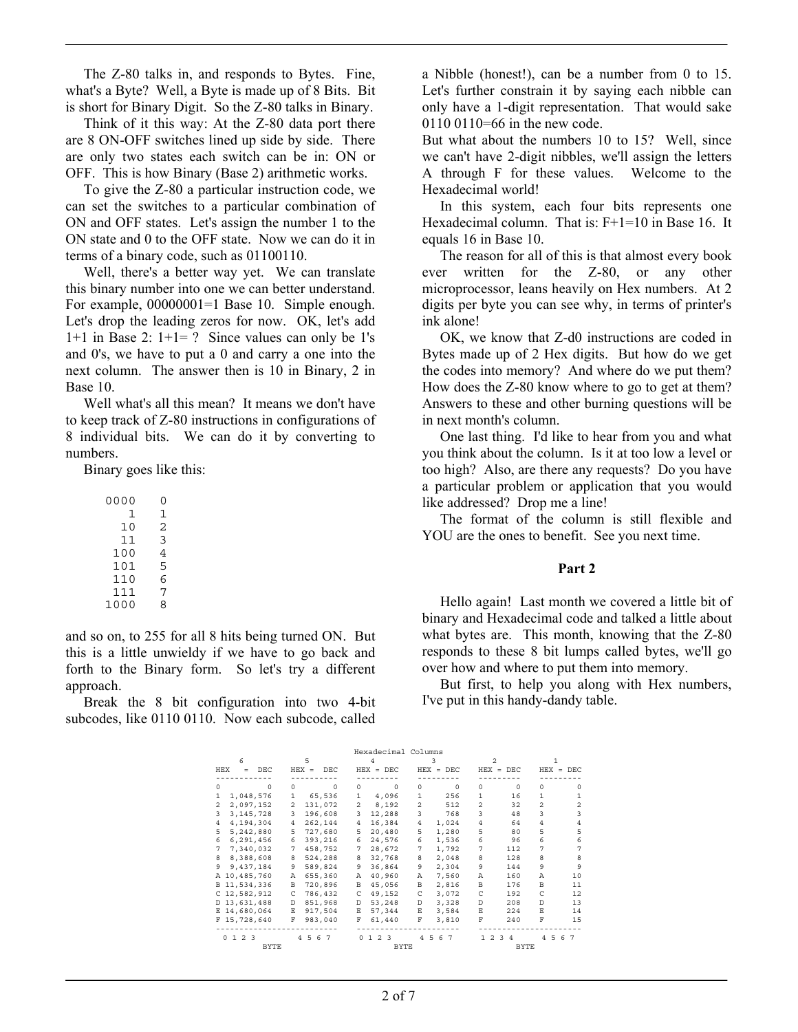The Z-80 talks in, and responds to Bytes. Fine, what's a Byte? Well, a Byte is made up of 8 Bits. Bit is short for Binary Digit. So the Z-80 talks in Binary.

Think of it this way: At the Z-80 data port there are 8 ON-OFF switches lined up side by side. There are only two states each switch can be in: ON or OFF. This is how Binary (Base 2) arithmetic works.

To give the Z-80 a particular instruction code, we can set the switches to a particular combination of ON and OFF states. Let's assign the number 1 to the ON state and 0 to the OFF state. Now we can do it in terms of a binary code, such as 01100110.

Well, there's a better way yet. We can translate this binary number into one we can better understand. For example, 00000001=1 Base 10. Simple enough. Let's drop the leading zeros for now. OK, let's add 1+1 in Base 2: 1+1= ? Since values can only be 1's and 0's, we have to put a 0 and carry a one into the next column. The answer then is 10 in Binary, 2 in Base 10.

Well what's all this mean? It means we don't have to keep track of Z-80 instructions in configurations of 8 individual bits. We can do it by converting to numbers.

Binary goes like this:

```
0000   0
   1   1
  10   2
  11   3
 100   4
 101   5
 110   6
 111   7
1000   8
```

and so on, to 255 for all 8 hits being turned ON. But this is a little unwieldy if we have to go back and forth to the Binary form. So let's try a different approach.

Break the 8 bit configuration into two 4-bit subcodes, like 0110 0110. Now each subcode, called a Nibble (honest!), can be a number from 0 to 15. Let's further constrain it by saying each nibble can only have a 1-digit representation. That would sake 0110 0110=66 in the new code.

But what about the numbers 10 to 15? Well, since we can't have 2-digit nibbles, we'll assign the letters A through F for these values. Welcome to the Hexadecimal world!

In this system, each four bits represents one Hexadecimal column. That is: F+1=10 in Base 16. It equals 16 in Base 10.

The reason for all of this is that almost every book ever written for the Z-80, or any other microprocessor, leans heavily on Hex numbers. At 2 digits per byte you can see why, in terms of printer's ink alone!

OK, we know that Z-d0 instructions are coded in Bytes made up of 2 Hex digits. But how do we get the codes into memory? And where do we put them? How does the Z-80 know where to go to get at them? Answers to these and other burning questions will be in next month's column.

One last thing. I'd like to hear from you and what you think about the column. Is it at too low a level or too high? Also, are there any requests? Do you have a particular problem or application that you would like addressed? Drop me a line!

The format of the column is still flexible and YOU are the ones to benefit. See you next time.

## Part 2

Hello again! Last month we covered a little bit of binary and Hexadecimal code and talked a little about what bytes are. This month, knowing that the Z-80 responds to these 8 bit lumps called bytes, we'll go over how and where to put them into memory.

But first, to help you along with Hex numbers, I've put in this handy-dandy table.

Hexadecimal Columns

| 6 | | 5 | | 4 | | 3 | | 2 | | 1 | |
|---|---|---|---|---|---|---|---|---|---|---|---|
| HEX | = DEC | HEX | = DEC | HEX | = DEC | HEX | = DEC | HEX | = DEC | HEX | = DEC |
| 0 | 0 | 0 | 0 | 0 | 0 | 0 | 0 | 0 | 0 | 0 | 0 |
| 1 | 1,048,576 | 1 | 65,536 | 1 | 4,096 | 1 | 256 | 1 | 16 | 1 | 1 |
| 2 | 2,097,152 | 2 | 131,072 | 2 | 8,192 | 2 | 512 | 2 | 32 | 2 | 2 |
| 3 | 3,145,728 | 3 | 196,608 | 3 | 12,288 | 3 | 768 | 3 | 48 | 3 | 3 |
| 4 | 4,194,304 | 4 | 262,144 | 4 | 16,384 | 4 | 1,024 | 4 | 64 | 4 | 4 |
| 5 | 5,242,880 | 5 | 727,680 | 5 | 20,480 | 5 | 1,280 | 5 | 80 | 5 | 5 |
| 6 | 6,291,456 | 6 | 393,216 | 6 | 24,576 | 6 | 1,536 | 6 | 96 | 6 | 6 |
| 7 | 7,340,032 | 7 | 458,752 | 7 | 28,672 | 7 | 1,792 | 7 | 112 | 7 | 7 |
| 8 | 8,388,608 | 8 | 524,288 | 8 | 32,768 | 8 | 2,048 | 8 | 128 | 8 | 8 |
| 9 | 9,437,184 | 9 | 589,824 | 9 | 36,864 | 9 | 2,304 | 9 | 144 | 9 | 9 |
| A | 10,485,760 | A | 655,360 | A | 40,960 | A | 7,560 | A | 160 | A | 10 |
| B | 11,534,336 | B | 720,896 | B | 45,056 | B | 2,816 | B | 176 | B | 11 |
| C | 12,582,912 | C | 786,432 | C | 49,152 | C | 3,072 | C | 192 | C | 12 |
| D | 13,631,488 | D | 851,968 | D | 53,248 | D | 3,328 | D | 208 | D | 13 |
| E | 14,680,064 | E | 917,504 | E | 57,344 | E | 3,584 | E | 224 | E | 14 |
| F | 15,728,640 | F | 983,040 | F | 61,440 | F | 3,810 | F | 240 | F | 15 |
| 0 1 2 3 | | 4 5 6 7 | | 0 1 2 3 | | 4 5 6 7 | | 1 2 3 4 | | 4 5 6 7 | |
| BYTE | | | | BYTE | | | | BYTE | | | |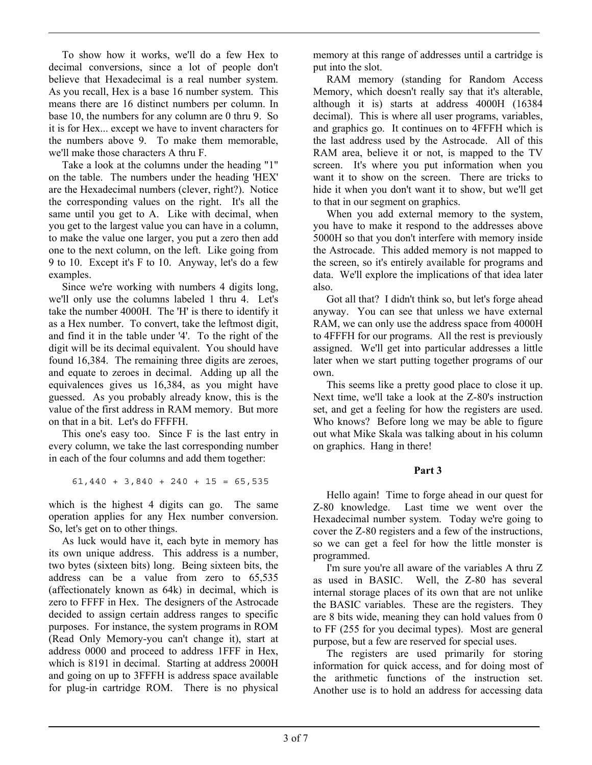To show how it works, we'll do a few Hex to decimal conversions, since a lot of people don't believe that Hexadecimal is a real number system. As you recall, Hex is a base 16 number system. This means there are 16 distinct numbers per column. In base 10, the numbers for any column are 0 thru 9. So it is for Hex... except we have to invent characters for the numbers above 9. To make them memorable, we'll make those characters A thru F.

Take a look at the columns under the heading "1" on the table. The numbers under the heading 'HEX' are the Hexadecimal numbers (clever, right?). Notice the corresponding values on the right. It's all the same until you get to A. Like with decimal, when you get to the largest value you can have in a column, to make the value one larger, you put a zero then add one to the next column, on the left. Like going from 9 to 10. Except it's F to 10. Anyway, let's do a few examples.

Since we're working with numbers 4 digits long, we'll only use the columns labeled 1 thru 4. Let's take the number 4000H. The 'H' is there to identify it as a Hex number. To convert, take the leftmost digit, and find it in the table under '4'. To the right of the digit will be its decimal equivalent. You should have found 16,384. The remaining three digits are zeroes, and equate to zeroes in decimal. Adding up all the equivalences gives us 16,384, as you might have guessed. As you probably already know, this is the value of the first address in RAM memory. But more on that in a bit. Let's do FFFFH.

This one's easy too. Since F is the last entry in every column, we take the last corresponding number in each of the four columns and add them together:

```
61,440 + 3,840 + 240 + 15 = 65,535
```

which is the highest 4 digits can go. The same operation applies for any Hex number conversion. So, let's get on to other things.

As luck would have it, each byte in memory has its own unique address. This address is a number, two bytes (sixteen bits) long. Being sixteen bits, the address can be a value from zero to 65,535 (affectionately known as 64k) in decimal, which is zero to FFFF in Hex. The designers of the Astrocade decided to assign certain address ranges to specific purposes. For instance, the system programs in ROM (Read Only Memory-you can't change it), start at address 0000 and proceed to address 1FFF in Hex, which is 8191 in decimal. Starting at address 2000H and going on up to 3FFFH is address space available for plug-in cartridge ROM. There is no physical memory at this range of addresses until a cartridge is put into the slot.

RAM memory (standing for Random Access Memory, which doesn't really say that it's alterable, although it is) starts at address 4000H (16384 decimal). This is where all user programs, variables, and graphics go. It continues on to 4FFFH which is the last address used by the Astrocade. All of this RAM area, believe it or not, is mapped to the TV screen. It's where you put information when you want it to show on the screen. There are tricks to hide it when you don't want it to show, but we'll get to that in our segment on graphics.

When you add external memory to the system, you have to make it respond to the addresses above 5000H so that you don't interfere with memory inside the Astrocade. This added memory is not mapped to the screen, so it's entirely available for programs and data. We'll explore the implications of that idea later also.

Got all that? I didn't think so, but let's forge ahead anyway. You can see that unless we have external RAM, we can only use the address space from 4000H to 4FFFH for our programs. All the rest is previously assigned. We'll get into particular addresses a little later when we start putting together programs of our own.

This seems like a pretty good place to close it up. Next time, we'll take a look at the Z-80's instruction set, and get a feeling for how the registers are used. Who knows? Before long we may be able to figure out what Mike Skala was talking about in his column on graphics. Hang in there!

## Part 3

Hello again! Time to forge ahead in our quest for Z-80 knowledge. Last time we went over the Hexadecimal number system. Today we're going to cover the Z-80 registers and a few of the instructions, so we can get a feel for how the little monster is programmed.

I'm sure you're all aware of the variables A thru Z as used in BASIC. Well, the Z-80 has several internal storage places of its own that are not unlike the BASIC variables. These are the registers. They are 8 bits wide, meaning they can hold values from 0 to FF (255 for you decimal types). Most are general purpose, but a few are reserved for special uses.

The registers are used primarily for storing information for quick access, and for doing most of the arithmetic functions of the instruction set. Another use is to hold an address for accessing data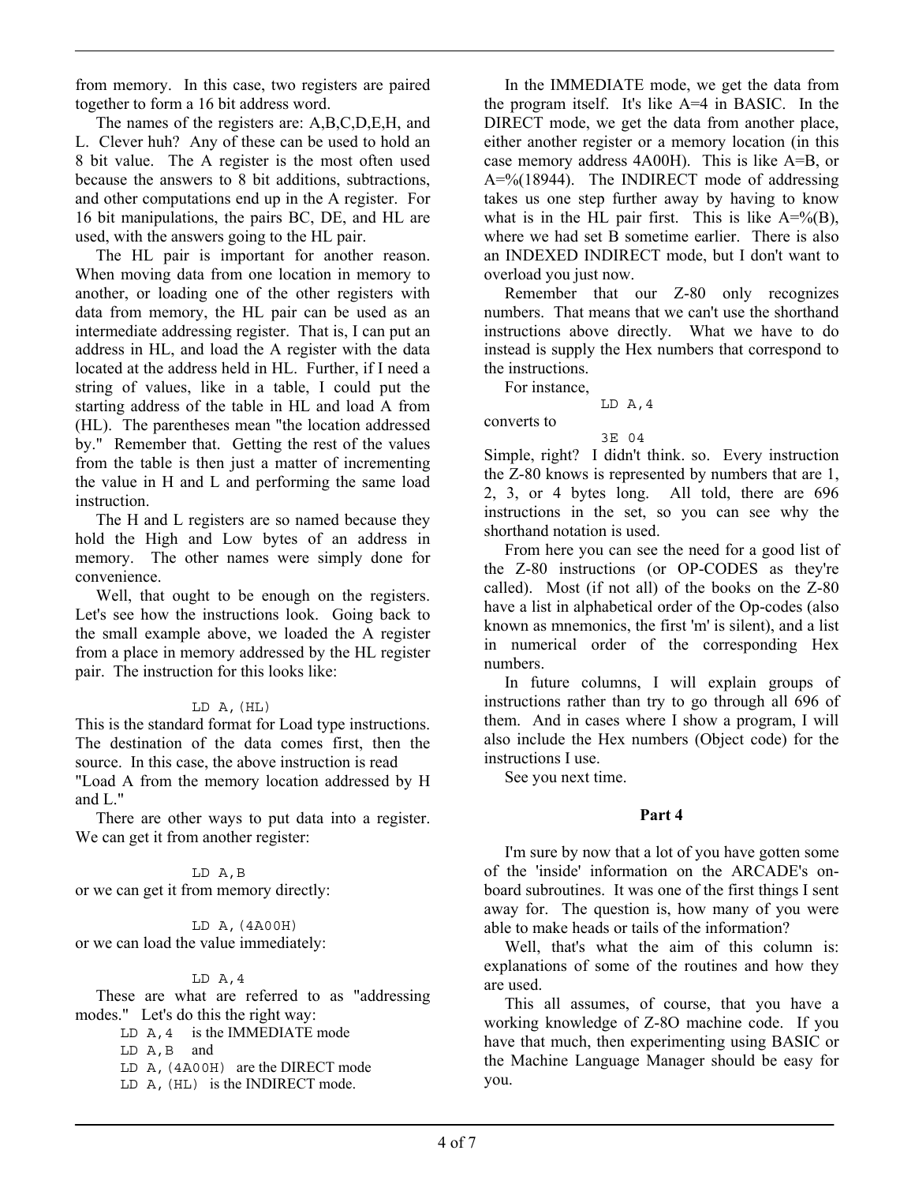from memory. In this case, two registers are paired together to form a 16 bit address word.

The names of the registers are: A,B,C,D,E,H, and L. Clever huh? Any of these can be used to hold an 8 bit value. The A register is the most often used because the answers to 8 bit additions, subtractions, and other computations end up in the A register. For 16 bit manipulations, the pairs BC, DE, and HL are used, with the answers going to the HL pair.

The HL pair is important for another reason. When moving data from one location in memory to another, or loading one of the other registers with data from memory, the HL pair can be used as an intermediate addressing register. That is, I can put an address in HL, and load the A register with the data located at the address held in HL. Further, if I need a string of values, like in a table, I could put the starting address of the table in HL and load A from (HL). The parentheses mean "the location addressed by." Remember that. Getting the rest of the values from the table is then just a matter of incrementing the value in H and L and performing the same load instruction.

The H and L registers are so named because they hold the High and Low bytes of an address in memory. The other names were simply done for convenience.

Well, that ought to be enough on the registers. Let's see how the instructions look. Going back to the small example above, we loaded the A register from a place in memory addressed by the HL register pair. The instruction for this looks like:

```
LD A,(HL)
```

This is the standard format for Load type instructions. The destination of the data comes first, then the source. In this case, the above instruction is read "Load A from the memory location addressed by H and L."

There are other ways to put data into a register. We can get it from another register:

```
LD A,B
```

or we can get it from memory directly:

```
LD A,(4A00H)
```

or we can load the value immediately:

```
LD A,4
```

These are what are referred to as "addressing modes." Let's do this the right way:

`LD A,4` is the IMMEDIATE mode
`LD A,B` and
`LD A,(4A00H)` are the DIRECT mode
`LD A,(HL)` is the INDIRECT mode.

In the IMMEDIATE mode, we get the data from the program itself. It's like A=4 in BASIC. In the DIRECT mode, we get the data from another place, either another register or a memory location (in this case memory address 4A00H). This is like A=B, or A=%(18944). The INDIRECT mode of addressing takes us one step further away by having to know what is in the HL pair first. This is like A=%(B), where we had set B sometime earlier. There is also an INDEXED INDIRECT mode, but I don't want to overload you just now.

Remember that our Z-80 only recognizes numbers. That means that we can't use the shorthand instructions above directly. What we have to do instead is supply the Hex numbers that correspond to the instructions.

For instance,

```
LD A,4
```

converts to

```
3E 04
```

Simple, right? I didn't think. so. Every instruction the Z-80 knows is represented by numbers that are 1, 2, 3, or 4 bytes long. All told, there are 696 instructions in the set, so you can see why the shorthand notation is used.

From here you can see the need for a good list of the Z-80 instructions (or OP-CODES as they're called). Most (if not all) of the books on the Z-80 have a list in alphabetical order of the Op-codes (also known as mnemonics, the first 'm' is silent), and a list in numerical order of the corresponding Hex numbers.

In future columns, I will explain groups of instructions rather than try to go through all 696 of them. And in cases where I show a program, I will also include the Hex numbers (Object code) for the instructions I use.

See you next time.

**Part 4**

I'm sure by now that a lot of you have gotten some of the 'inside' information on the ARCADE's on-board subroutines. It was one of the first things I sent away for. The question is, how many of you were able to make heads or tails of the information?

Well, that's what the aim of this column is: explanations of some of the routines and how they are used.

This all assumes, of course, that you have a working knowledge of Z-8O machine code. If you have that much, then experimenting using BASIC or the Machine Language Manager should be easy for you.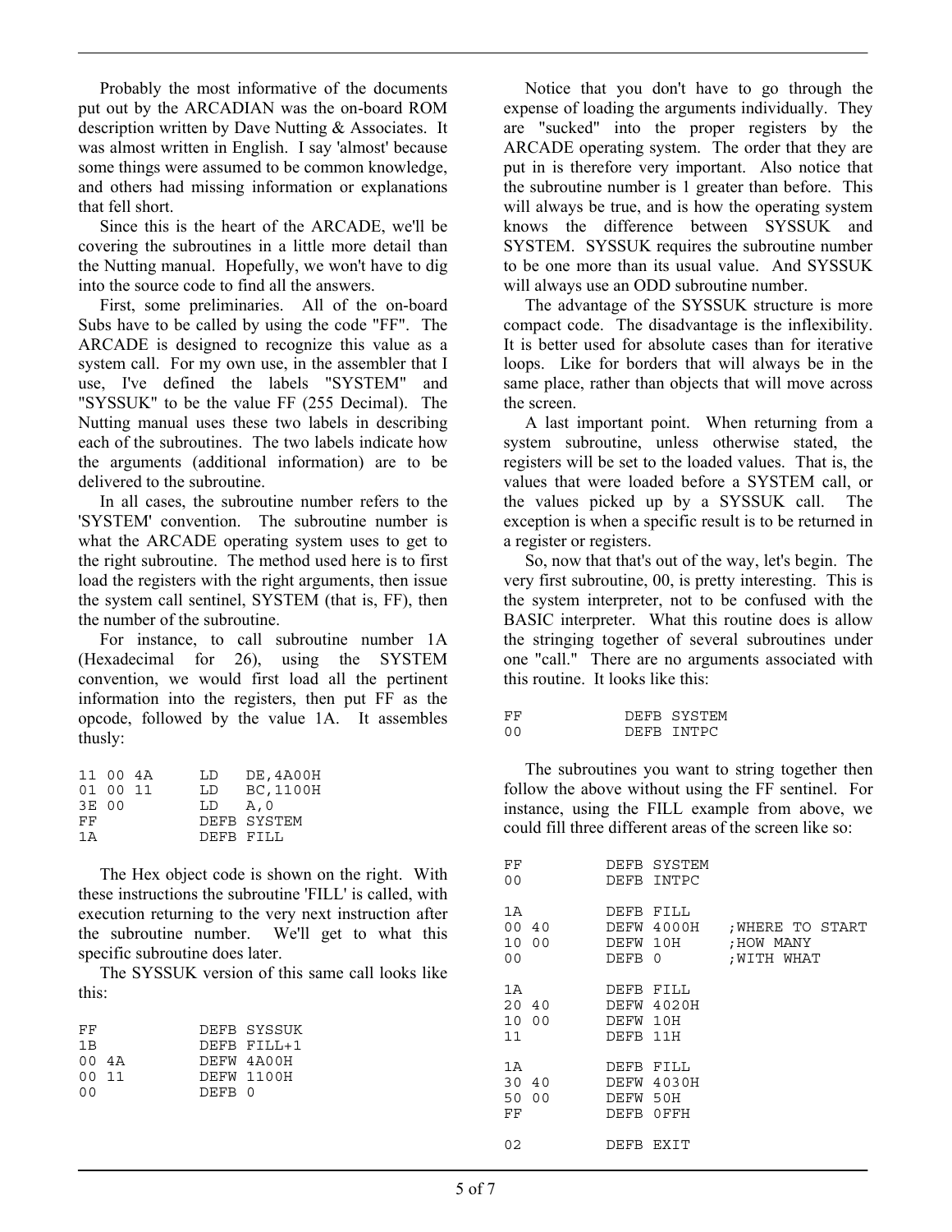Probably the most informative of the documents put out by the ARCADIAN was the on-board ROM description written by Dave Nutting & Associates. It was almost written in English. I say 'almost' because some things were assumed to be common knowledge, and others had missing information or explanations that fell short.

Since this is the heart of the ARCADE, we'll be covering the subroutines in a little more detail than the Nutting manual. Hopefully, we won't have to dig into the source code to find all the answers.

First, some preliminaries. All of the on-board Subs have to be called by using the code "FF". The ARCADE is designed to recognize this value as a system call. For my own use, in the assembler that I use, I've defined the labels "SYSTEM" and "SYSSUK" to be the value FF (255 Decimal). The Nutting manual uses these two labels in describing each of the subroutines. The two labels indicate how the arguments (additional information) are to be delivered to the subroutine.

In all cases, the subroutine number refers to the 'SYSTEM' convention. The subroutine number is what the ARCADE operating system uses to get to the right subroutine. The method used here is to first load the registers with the right arguments, then issue the system call sentinel, SYSTEM (that is, FF), then the number of the subroutine.

For instance, to call subroutine number 1A (Hexadecimal for 26), using the SYSTEM convention, we would first load all the pertinent information into the registers, then put FF as the opcode, followed by the value 1A. It assembles thusly:

```
11 00 4A      LD   DE,4A00H
01 00 11      LD   BC,1100H
3E 00         LD   A,0
FF            DEFB SYSTEM
1A            DEFB FILL
```

The Hex object code is shown on the right. With these instructions the subroutine 'FILL' is called, with execution returning to the very next instruction after the subroutine number. We'll get to what this specific subroutine does later.

The SYSSUK version of this same call looks like this:

```
FF            DEFB SYSSUK
1B            DEFB FILL+1
00 4A         DEFW 4A00H
00 11         DEFW 1100H
00            DEFB 0
```

Notice that you don't have to go through the expense of loading the arguments individually. They are "sucked" into the proper registers by the ARCADE operating system. The order that they are put in is therefore very important. Also notice that the subroutine number is 1 greater than before. This will always be true, and is how the operating system knows the difference between SYSSUK and SYSTEM. SYSSUK requires the subroutine number to be one more than its usual value. And SYSSUK will always use an ODD subroutine number.

The advantage of the SYSSUK structure is more compact code. The disadvantage is the inflexibility. It is better used for absolute cases than for iterative loops. Like for borders that will always be in the same place, rather than objects that will move across the screen.

A last important point. When returning from a system subroutine, unless otherwise stated, the registers will be set to the loaded values. That is, the values that were loaded before a SYSTEM call, or the values picked up by a SYSSUK call. The exception is when a specific result is to be returned in a register or registers.

So, now that that's out of the way, let's begin. The very first subroutine, 00, is pretty interesting. This is the system interpreter, not to be confused with the BASIC interpreter. What this routine does is allow the stringing together of several subroutines under one "call." There are no arguments associated with this routine. It looks like this:

```
FF            DEFB SYSTEM
00            DEFB INTPC
```

The subroutines you want to string together then follow the above without using the FF sentinel. For instance, using the FILL example from above, we could fill three different areas of the screen like so:

```
FF          DEFB SYSTEM
00          DEFB INTPC

1A          DEFB FILL
00 40       DEFW 4000H    ;WHERE TO START
10 00       DEFW 10H      ;HOW MANY
00          DEFB 0        ;WITH WHAT

1A          DEFB FILL
20 40       DEFW 4020H
10 00       DEFW 10H
11          DEFB 11H

1A          DEFB FILL
30 40       DEFW 4030H
50 00       DEFW 50H
FF          DEFB 0FFH

02          DEFB EXIT
```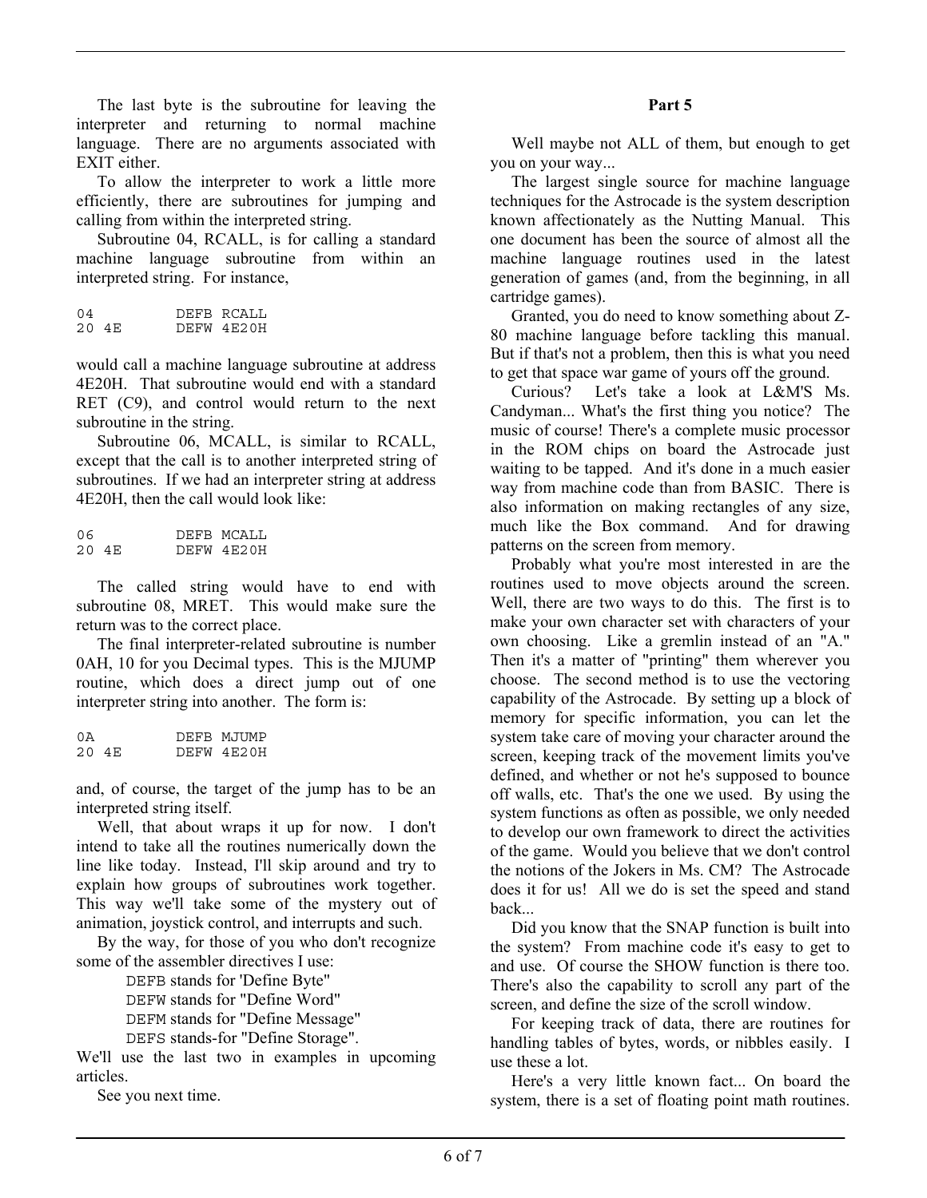The last byte is the subroutine for leaving the interpreter and returning to normal machine language. There are no arguments associated with EXIT either.

To allow the interpreter to work a little more efficiently, there are subroutines for jumping and calling from within the interpreted string.

Subroutine 04, RCALL, is for calling a standard machine language subroutine from within an interpreted string. For instance,

```
04          DEFB RCALL
20 4E       DEFW 4E20H
```

would call a machine language subroutine at address 4E20H. That subroutine would end with a standard RET (C9), and control would return to the next subroutine in the string.

Subroutine 06, MCALL, is similar to RCALL, except that the call is to another interpreted string of subroutines. If we had an interpreter string at address 4E20H, then the call would look like:

```
06          DEFB MCALL
20 4E       DEFW 4E20H
```

The called string would have to end with subroutine 08, MRET. This would make sure the return was to the correct place.

The final interpreter-related subroutine is number 0AH, 10 for you Decimal types. This is the MJUMP routine, which does a direct jump out of one interpreter string into another. The form is:

```
0A          DEFB MJUMP
20 4E       DEFW 4E20H
```

and, of course, the target of the jump has to be an interpreted string itself.

Well, that about wraps it up for now. I don't intend to take all the routines numerically down the line like today. Instead, I'll skip around and try to explain how groups of subroutines work together. This way we'll take some of the mystery out of animation, joystick control, and interrupts and such.

By the way, for those of you who don't recognize some of the assembler directives I use:

DEFB stands for 'Define Byte"
DEFW stands for "Define Word"
DEFM stands for "Define Message"
DEFS stands-for "Define Storage".

We'll use the last two in examples in upcoming articles.

See you next time.

**Part 5**

Well maybe not ALL of them, but enough to get you on your way...

The largest single source for machine language techniques for the Astrocade is the system description known affectionately as the Nutting Manual. This one document has been the source of almost all the machine language routines used in the latest generation of games (and, from the beginning, in all cartridge games).

Granted, you do need to know something about Z-80 machine language before tackling this manual. But if that's not a problem, then this is what you need to get that space war game of yours off the ground.

Curious? Let's take a look at L&M'S Ms. Candyman... What's the first thing you notice? The music of course! There's a complete music processor in the ROM chips on board the Astrocade just waiting to be tapped. And it's done in a much easier way from machine code than from BASIC. There is also information on making rectangles of any size, much like the Box command. And for drawing patterns on the screen from memory.

Probably what you're most interested in are the routines used to move objects around the screen. Well, there are two ways to do this. The first is to make your own character set with characters of your own choosing. Like a gremlin instead of an "A." Then it's a matter of "printing" them wherever you choose. The second method is to use the vectoring capability of the Astrocade. By setting up a block of memory for specific information, you can let the system take care of moving your character around the screen, keeping track of the movement limits you've defined, and whether or not he's supposed to bounce off walls, etc. That's the one we used. By using the system functions as often as possible, we only needed to develop our own framework to direct the activities of the game. Would you believe that we don't control the notions of the Jokers in Ms. CM? The Astrocade does it for us! All we do is set the speed and stand back...

Did you know that the SNAP function is built into the system? From machine code it's easy to get to and use. Of course the SHOW function is there too. There's also the capability to scroll any part of the screen, and define the size of the scroll window.

For keeping track of data, there are routines for handling tables of bytes, words, or nibbles easily. I use these a lot.

Here's a very little known fact... On board the system, there is a set of floating point math routines.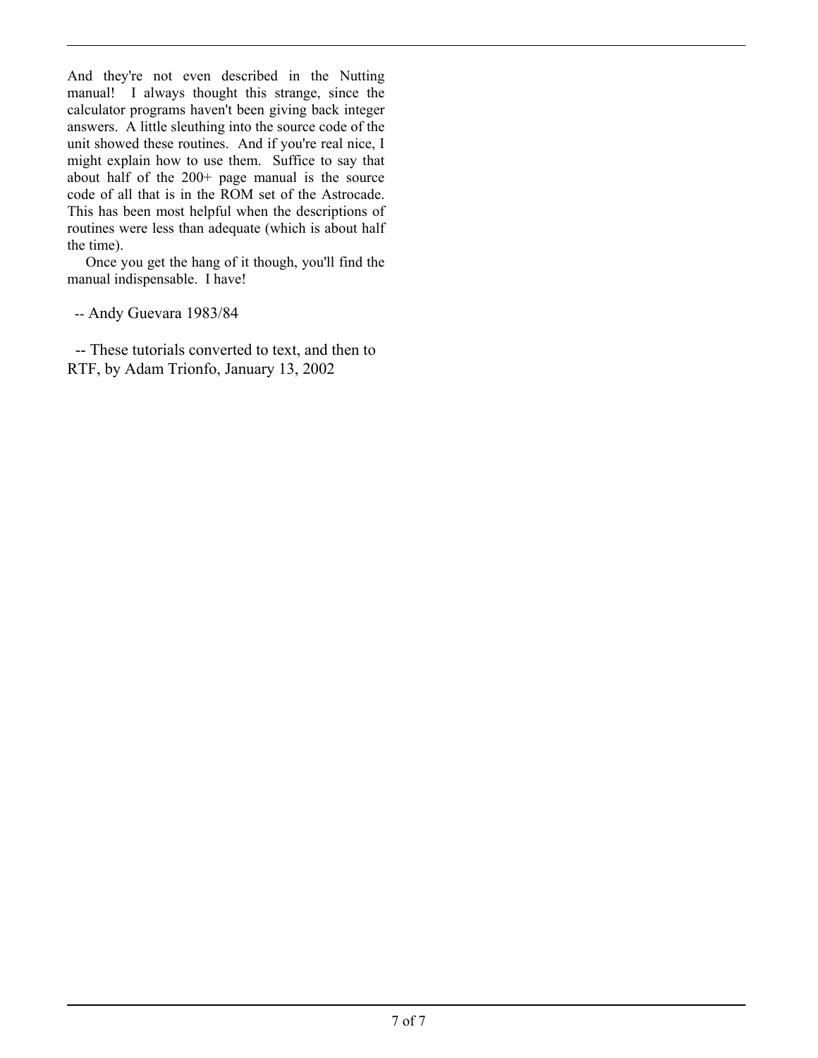And they're not even described in the Nutting manual! I always thought this strange, since the calculator programs haven't been giving back integer answers. A little sleuthing into the source code of the unit showed these routines. And if you're real nice, I might explain how to use them. Suffice to say that about half of the 200+ page manual is the source code of all that is in the ROM set of the Astrocade. This has been most helpful when the descriptions of routines were less than adequate (which is about half the time).

Once you get the hang of it though, you'll find the manual indispensable. I have!

-- Andy Guevara 1983/84

-- These tutorials converted to text, and then to RTF, by Adam Trionfo, January 13, 2002